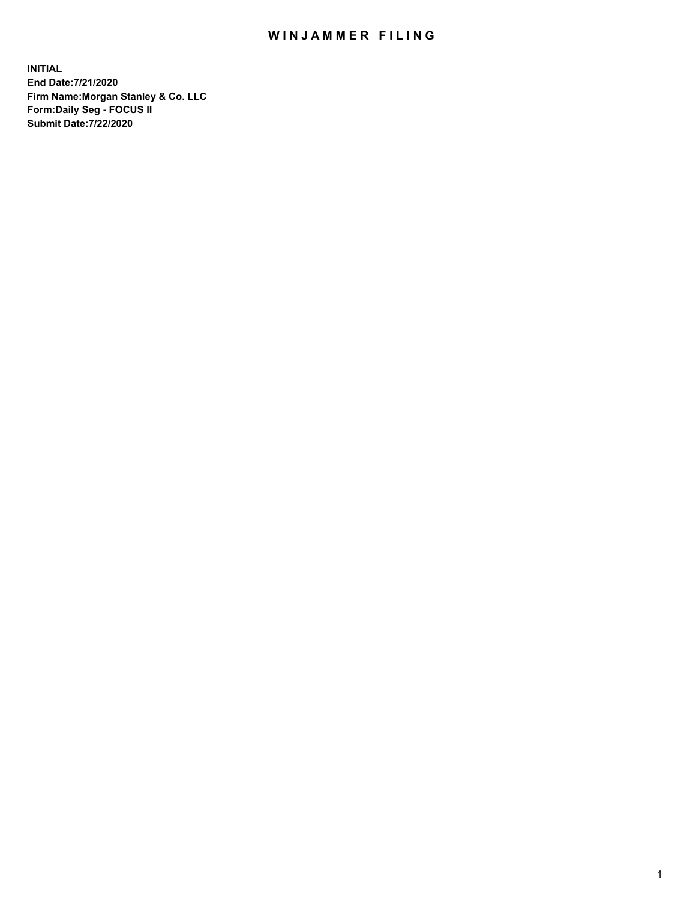# WINJAMMER FILING

**INITIAL**
**End Date:7/21/2020**
**Firm Name:Morgan Stanley & Co. LLC**
**Form:Daily Seg - FOCUS II**
**Submit Date:7/22/2020**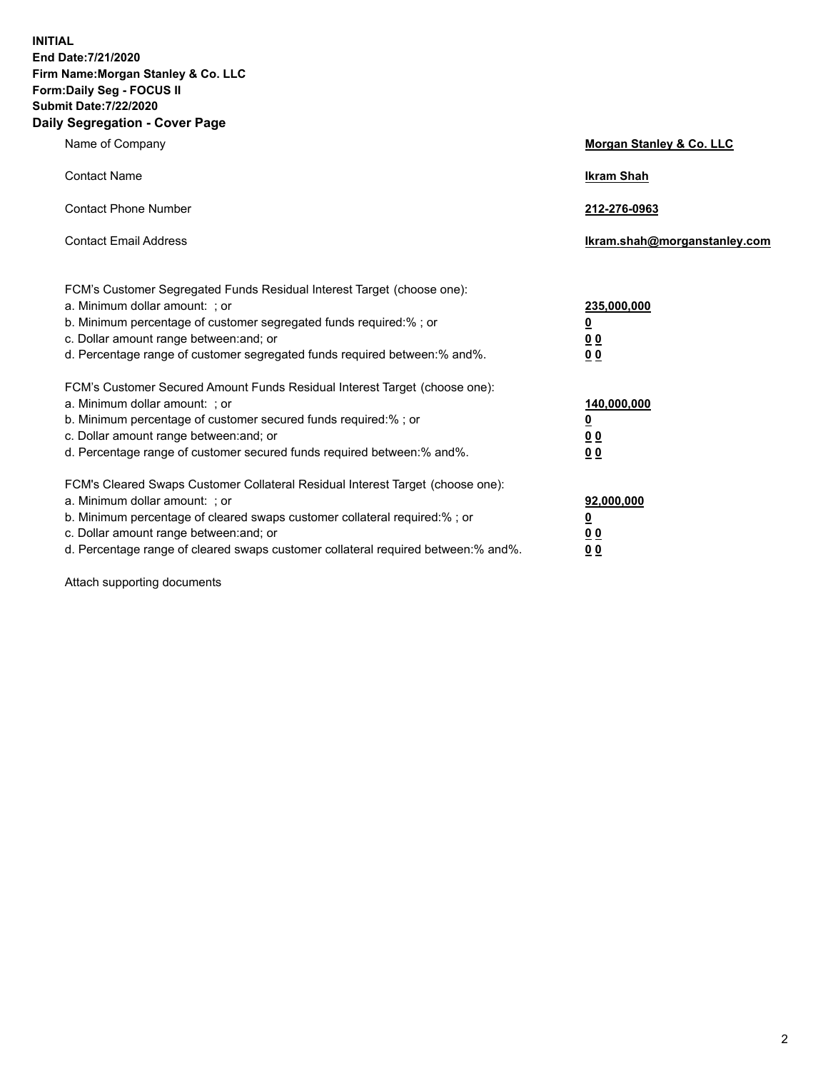**INITIAL**
**End Date:7/21/2020**
**Firm Name:Morgan Stanley & Co. LLC**
**Form:Daily Seg - FOCUS II**
**Submit Date:7/22/2020**

## Daily Segregation - Cover Page

| | |
|---|---|
| Name of Company | **Morgan Stanley & Co. LLC** |
| Contact Name | **Ikram Shah** |
| Contact Phone Number | **212-276-0963** |
| Contact Email Address | **Ikram.shah@morganstanley.com** |

| | |
|---|---|
| FCM's Customer Segregated Funds Residual Interest Target (choose one): | |
| a. Minimum dollar amount: ; or | **235,000,000** |
| b. Minimum percentage of customer segregated funds required:% ; or | **0** |
| c. Dollar amount range between:and; or | **0 0** |
| d. Percentage range of customer segregated funds required between:% and%. | **0 0** |
| FCM's Customer Secured Amount Funds Residual Interest Target (choose one): | |
| a. Minimum dollar amount: ; or | **140,000,000** |
| b. Minimum percentage of customer secured funds required:% ; or | **0** |
| c. Dollar amount range between:and; or | **0 0** |
| d. Percentage range of customer secured funds required between:% and%. | **0 0** |
| FCM's Cleared Swaps Customer Collateral Residual Interest Target (choose one): | |
| a. Minimum dollar amount: ; or | **92,000,000** |
| b. Minimum percentage of cleared swaps customer collateral required:% ; or | **0** |
| c. Dollar amount range between:and; or | **0 0** |
| d. Percentage range of cleared swaps customer collateral required between:% and%. | **0 0** |

Attach supporting documents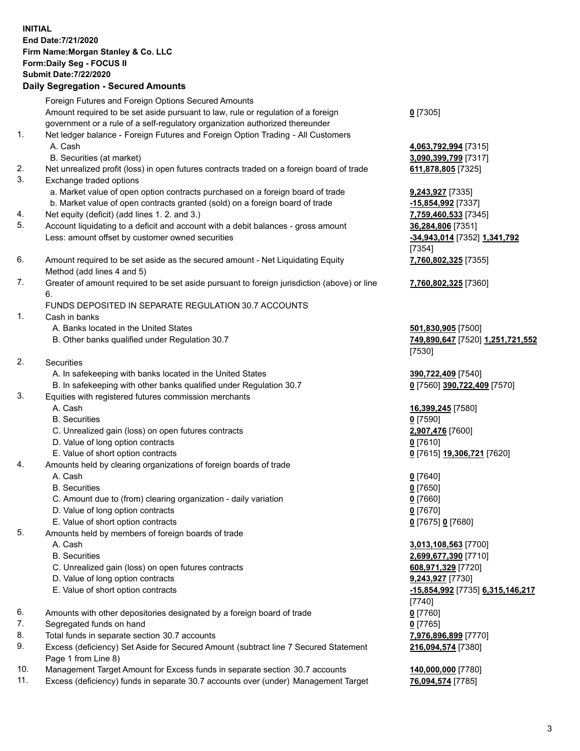**INITIAL**
**End Date:7/21/2020**
**Firm Name:Morgan Stanley & Co. LLC**
**Form:Daily Seg - FOCUS II**
**Submit Date:7/22/2020**

## Daily Segregation - Secured Amounts

| | | |
|---|---|---|
| | Foreign Futures and Foreign Options Secured Amounts | |
| | Amount required to be set aside pursuant to law, rule or regulation of a foreign government or a rule of a self-regulatory organization authorized thereunder | **0** [7305] |
| 1. | Net ledger balance - Foreign Futures and Foreign Option Trading - All Customers | |
| | A. Cash | **4,063,792,994** [7315] |
| | B. Securities (at market) | **3,090,399,799** [7317] |
| 2. | Net unrealized profit (loss) in open futures contracts traded on a foreign board of trade | **611,878,805** [7325] |
| 3. | Exchange traded options | |
| | a. Market value of open option contracts purchased on a foreign board of trade | **9,243,927** [7335] |
| | b. Market value of open contracts granted (sold) on a foreign board of trade | **-15,854,992** [7337] |
| 4. | Net equity (deficit) (add lines 1. 2. and 3.) | **7,759,460,533** [7345] |
| 5. | Account liquidating to a deficit and account with a debit balances - gross amount | **36,284,806** [7351] |
| | Less: amount offset by customer owned securities | **-34,943,014** [7352] **1,341,792** [7354] |
| 6. | Amount required to be set aside as the secured amount - Net Liquidating Equity Method (add lines 4 and 5) | **7,760,802,325** [7355] |
| 7. | Greater of amount required to be set aside pursuant to foreign jurisdiction (above) or line 6. | **7,760,802,325** [7360] |
| | FUNDS DEPOSITED IN SEPARATE REGULATION 30.7 ACCOUNTS | |
| 1. | Cash in banks | |
| | A. Banks located in the United States | **501,830,905** [7500] |
| | B. Other banks qualified under Regulation 30.7 | **749,890,647** [7520] **1,251,721,552** [7530] |
| 2. | Securities | |
| | A. In safekeeping with banks located in the United States | **390,722,409** [7540] |
| | B. In safekeeping with other banks qualified under Regulation 30.7 | **0** [7560] **390,722,409** [7570] |
| 3. | Equities with registered futures commission merchants | |
| | A. Cash | **16,399,245** [7580] |
| | B. Securities | **0** [7590] |
| | C. Unrealized gain (loss) on open futures contracts | **2,907,476** [7600] |
| | D. Value of long option contracts | **0** [7610] |
| | E. Value of short option contracts | **0** [7615] **19,306,721** [7620] |
| 4. | Amounts held by clearing organizations of foreign boards of trade | |
| | A. Cash | **0** [7640] |
| | B. Securities | **0** [7650] |
| | C. Amount due to (from) clearing organization - daily variation | **0** [7660] |
| | D. Value of long option contracts | **0** [7670] |
| | E. Value of short option contracts | **0** [7675] **0** [7680] |
| 5. | Amounts held by members of foreign boards of trade | |
| | A. Cash | **3,013,108,563** [7700] |
| | B. Securities | **2,699,677,390** [7710] |
| | C. Unrealized gain (loss) on open futures contracts | **608,971,329** [7720] |
| | D. Value of long option contracts | **9,243,927** [7730] |
| | E. Value of short option contracts | **-15,854,992** [7735] **6,315,146,217** [7740] |
| 6. | Amounts with other depositories designated by a foreign board of trade | **0** [7760] |
| 7. | Segregated funds on hand | **0** [7765] |
| 8. | Total funds in separate section 30.7 accounts | **7,976,896,899** [7770] |
| 9. | Excess (deficiency) Set Aside for Secured Amount (subtract line 7 Secured Statement Page 1 from Line 8) | **216,094,574** [7380] |
| 10. | Management Target Amount for Excess funds in separate section 30.7 accounts | **140,000,000** [7780] |
| 11. | Excess (deficiency) funds in separate 30.7 accounts over (under) Management Target | **76,094,574** [7785] |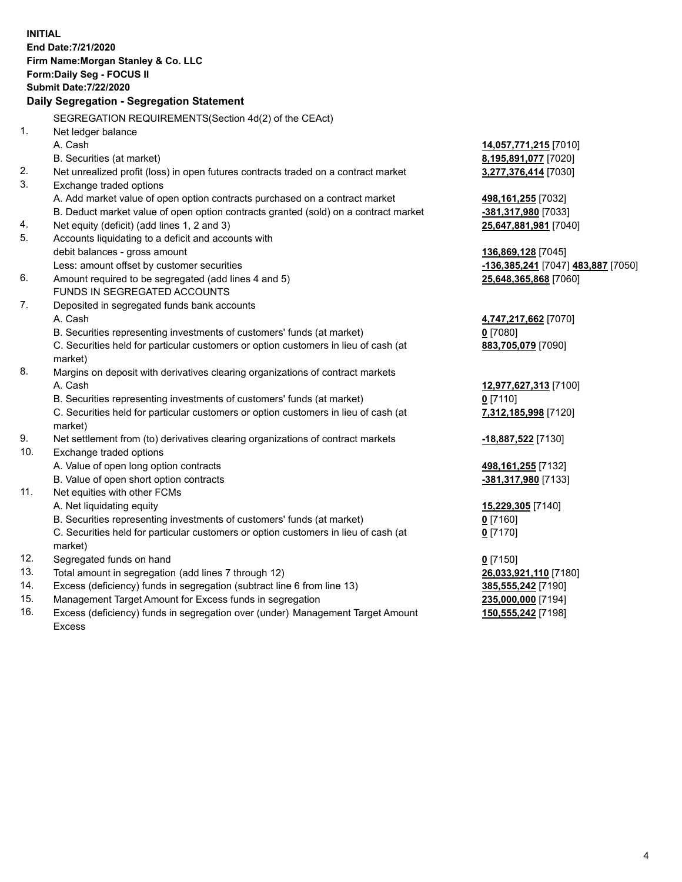**INITIAL**
**End Date:7/21/2020**
**Firm Name:Morgan Stanley & Co. LLC**
**Form:Daily Seg - FOCUS II**
**Submit Date:7/22/2020**

## Daily Segregation - Segregation Statement

SEGREGATION REQUIREMENTS(Section 4d(2) of the CEAct)

| | | |
|---|---|---|
| 1. | Net ledger balance | |
| | A. Cash | **14,057,771,215** [7010] |
| | B. Securities (at market) | **8,195,891,077** [7020] |
| 2. | Net unrealized profit (loss) in open futures contracts traded on a contract market | **3,277,376,414** [7030] |
| 3. | Exchange traded options | |
| | A. Add market value of open option contracts purchased on a contract market | **498,161,255** [7032] |
| | B. Deduct market value of open option contracts granted (sold) on a contract market | **-381,317,980** [7033] |
| 4. | Net equity (deficit) (add lines 1, 2 and 3) | **25,647,881,981** [7040] |
| 5. | Accounts liquidating to a deficit and accounts with debit balances - gross amount | **136,869,128** [7045] |
| | Less: amount offset by customer securities | **-136,385,241** [7047] **483,887** [7050] |
| 6. | Amount required to be segregated (add lines 4 and 5) | **25,648,365,868** [7060] |
| | FUNDS IN SEGREGATED ACCOUNTS | |
| 7. | Deposited in segregated funds bank accounts | |
| | A. Cash | **4,747,217,662** [7070] |
| | B. Securities representing investments of customers' funds (at market) | **0** [7080] |
| | C. Securities held for particular customers or option customers in lieu of cash (at market) | **883,705,079** [7090] |
| 8. | Margins on deposit with derivatives clearing organizations of contract markets | |
| | A. Cash | **12,977,627,313** [7100] |
| | B. Securities representing investments of customers' funds (at market) | **0** [7110] |
| | C. Securities held for particular customers or option customers in lieu of cash (at market) | **7,312,185,998** [7120] |
| 9. | Net settlement from (to) derivatives clearing organizations of contract markets | **-18,887,522** [7130] |
| 10. | Exchange traded options | |
| | A. Value of open long option contracts | **498,161,255** [7132] |
| | B. Value of open short option contracts | **-381,317,980** [7133] |
| 11. | Net equities with other FCMs | |
| | A. Net liquidating equity | **15,229,305** [7140] |
| | B. Securities representing investments of customers' funds (at market) | **0** [7160] |
| | C. Securities held for particular customers or option customers in lieu of cash (at market) | **0** [7170] |
| 12. | Segregated funds on hand | **0** [7150] |
| 13. | Total amount in segregation (add lines 7 through 12) | **26,033,921,110** [7180] |
| 14. | Excess (deficiency) funds in segregation (subtract line 6 from line 13) | **385,555,242** [7190] |
| 15. | Management Target Amount for Excess funds in segregation | **235,000,000** [7194] |
| 16. | Excess (deficiency) funds in segregation over (under) Management Target Amount Excess | **150,555,242** [7198] |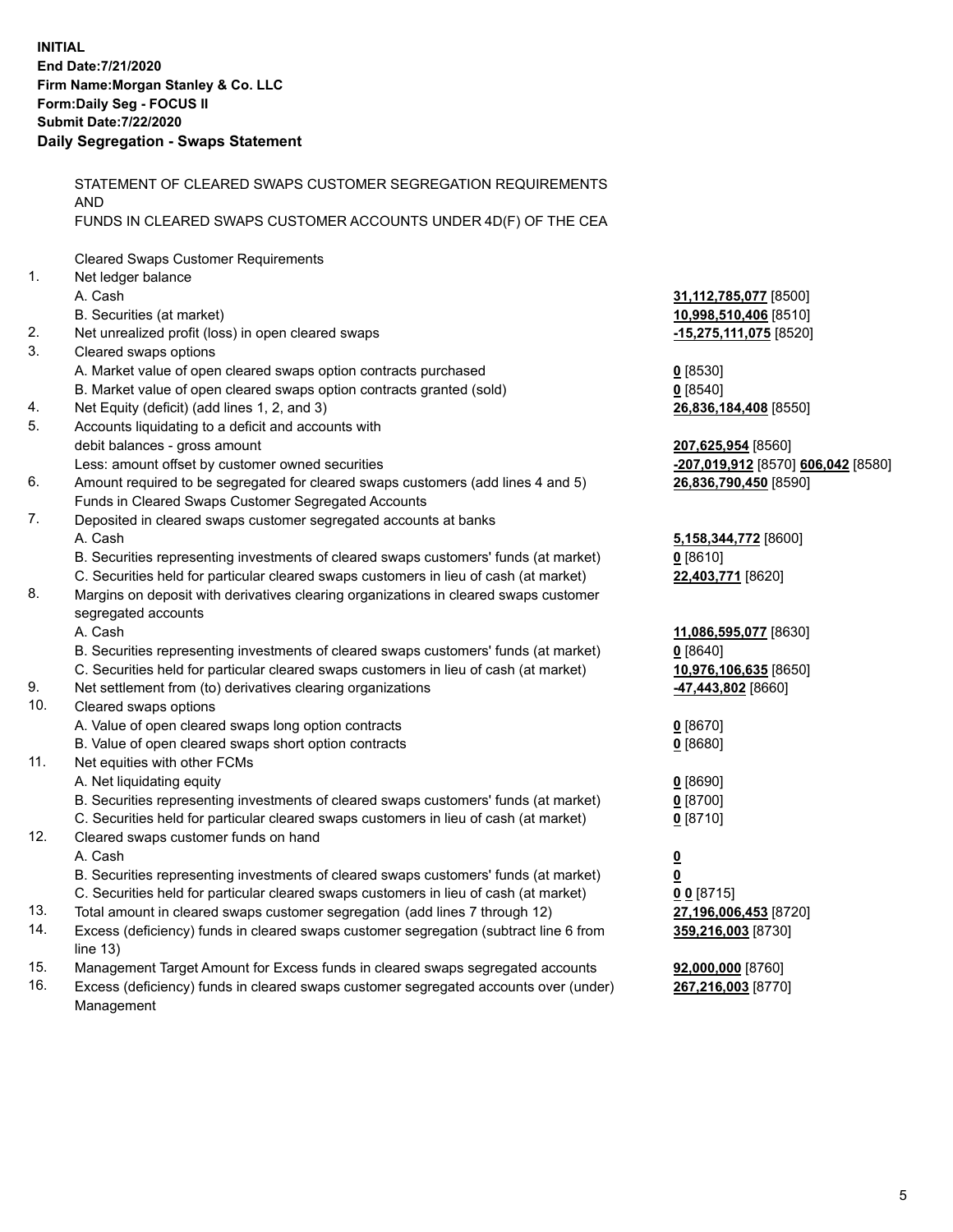**INITIAL**
**End Date:7/21/2020**
**Firm Name:Morgan Stanley & Co. LLC**
**Form:Daily Seg - FOCUS II**
**Submit Date:7/22/2020**
**Daily Segregation - Swaps Statement**

STATEMENT OF CLEARED SWAPS CUSTOMER SEGREGATION REQUIREMENTS AND FUNDS IN CLEARED SWAPS CUSTOMER ACCOUNTS UNDER 4D(F) OF THE CEA

| | | |
|---|---|---|
| | Cleared Swaps Customer Requirements | |
| 1. | Net ledger balance | |
| | A. Cash | 31,112,785,077 [8500] |
| | B. Securities (at market) | 10,998,510,406 [8510] |
| 2. | Net unrealized profit (loss) in open cleared swaps | -15,275,111,075 [8520] |
| 3. | Cleared swaps options | |
| | A. Market value of open cleared swaps option contracts purchased | 0 [8530] |
| | B. Market value of open cleared swaps option contracts granted (sold) | 0 [8540] |
| 4. | Net Equity (deficit) (add lines 1, 2, and 3) | 26,836,184,408 [8550] |
| 5. | Accounts liquidating to a deficit and accounts with debit balances - gross amount | 207,625,954 [8560] |
| | Less: amount offset by customer owned securities | -207,019,912 [8570] 606,042 [8580] |
| 6. | Amount required to be segregated for cleared swaps customers (add lines 4 and 5) | 26,836,790,450 [8590] |
| | Funds in Cleared Swaps Customer Segregated Accounts | |
| 7. | Deposited in cleared swaps customer segregated accounts at banks | |
| | A. Cash | 5,158,344,772 [8600] |
| | B. Securities representing investments of cleared swaps customers' funds (at market) | 0 [8610] |
| | C. Securities held for particular cleared swaps customers in lieu of cash (at market) | 22,403,771 [8620] |
| 8. | Margins on deposit with derivatives clearing organizations in cleared swaps customer segregated accounts | |
| | A. Cash | 11,086,595,077 [8630] |
| | B. Securities representing investments of cleared swaps customers' funds (at market) | 0 [8640] |
| | C. Securities held for particular cleared swaps customers in lieu of cash (at market) | 10,976,106,635 [8650] |
| 9. | Net settlement from (to) derivatives clearing organizations | -47,443,802 [8660] |
| 10. | Cleared swaps options | |
| | A. Value of open cleared swaps long option contracts | 0 [8670] |
| | B. Value of open cleared swaps short option contracts | 0 [8680] |
| 11. | Net equities with other FCMs | |
| | A. Net liquidating equity | 0 [8690] |
| | B. Securities representing investments of cleared swaps customers' funds (at market) | 0 [8700] |
| | C. Securities held for particular cleared swaps customers in lieu of cash (at market) | 0 [8710] |
| 12. | Cleared swaps customer funds on hand | |
| | A. Cash | 0 |
| | B. Securities representing investments of cleared swaps customers' funds (at market) | 0 |
| | C. Securities held for particular cleared swaps customers in lieu of cash (at market) | 0 0 [8715] |
| 13. | Total amount in cleared swaps customer segregation (add lines 7 through 12) | 27,196,006,453 [8720] |
| 14. | Excess (deficiency) funds in cleared swaps customer segregation (subtract line 6 from line 13) | 359,216,003 [8730] |
| 15. | Management Target Amount for Excess funds in cleared swaps segregated accounts | 92,000,000 [8760] |
| 16. | Excess (deficiency) funds in cleared swaps customer segregated accounts over (under) Management | 267,216,003 [8770] |